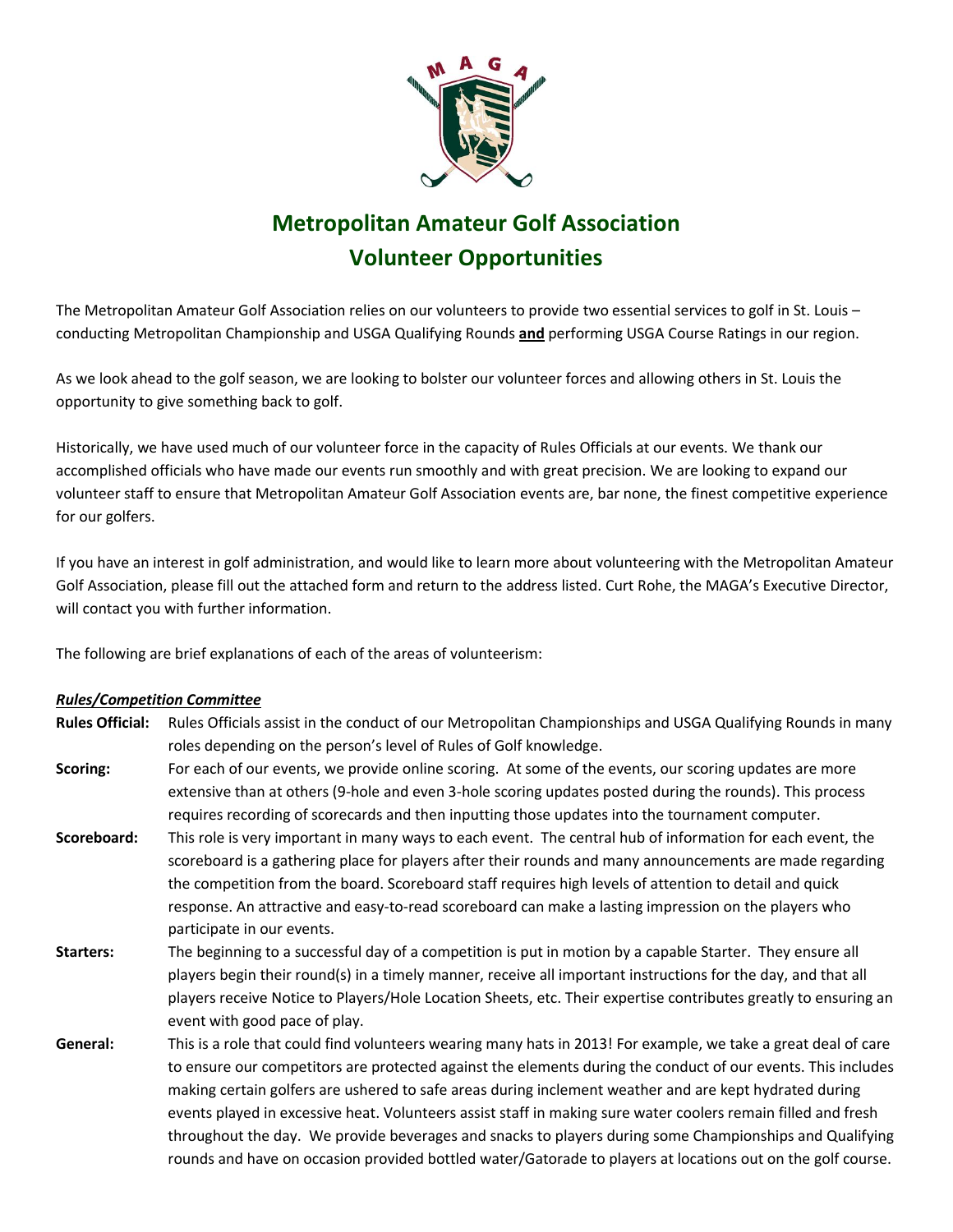# Metropolitan Amateur Golf Association
# Volunteer Opportunities

The Metropolitan Amateur Golf Association relies on our volunteers to provide two essential services to golf in St. Louis – conducting Metropolitan Championship and USGA Qualifying Rounds **and** performing USGA Course Ratings in our region.

As we look ahead to the golf season, we are looking to bolster our volunteer forces and allowing others in St. Louis the opportunity to give something back to golf.

Historically, we have used much of our volunteer force in the capacity of Rules Officials at our events. We thank our accomplished officials who have made our events run smoothly and with great precision. We are looking to expand our volunteer staff to ensure that Metropolitan Amateur Golf Association events are, bar none, the finest competitive experience for our golfers.

If you have an interest in golf administration, and would like to learn more about volunteering with the Metropolitan Amateur Golf Association, please fill out the attached form and return to the address listed. Curt Rohe, the MAGA's Executive Director, will contact you with further information.

The following are brief explanations of each of the areas of volunteerism:

***Rules/Competition Committee***

**Rules Official:** Rules Officials assist in the conduct of our Metropolitan Championships and USGA Qualifying Rounds in many roles depending on the person's level of Rules of Golf knowledge.

**Scoring:** For each of our events, we provide online scoring. At some of the events, our scoring updates are more extensive than at others (9-hole and even 3-hole scoring updates posted during the rounds). This process requires recording of scorecards and then inputting those updates into the tournament computer.

**Scoreboard:** This role is very important in many ways to each event. The central hub of information for each event, the scoreboard is a gathering place for players after their rounds and many announcements are made regarding the competition from the board. Scoreboard staff requires high levels of attention to detail and quick response. An attractive and easy-to-read scoreboard can make a lasting impression on the players who participate in our events.

**Starters:** The beginning to a successful day of a competition is put in motion by a capable Starter. They ensure all players begin their round(s) in a timely manner, receive all important instructions for the day, and that all players receive Notice to Players/Hole Location Sheets, etc. Their expertise contributes greatly to ensuring an event with good pace of play.

**General:** This is a role that could find volunteers wearing many hats in 2013! For example, we take a great deal of care to ensure our competitors are protected against the elements during the conduct of our events. This includes making certain golfers are ushered to safe areas during inclement weather and are kept hydrated during events played in excessive heat. Volunteers assist staff in making sure water coolers remain filled and fresh throughout the day. We provide beverages and snacks to players during some Championships and Qualifying rounds and have on occasion provided bottled water/Gatorade to players at locations out on the golf course.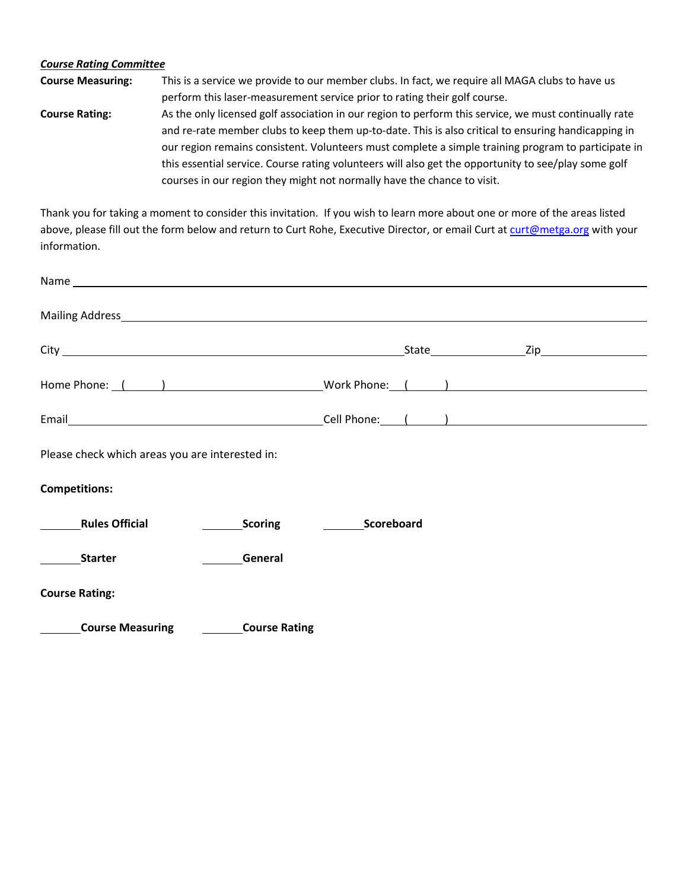***Course Rating Committee***

**Course Measuring:** This is a service we provide to our member clubs. In fact, we require all MAGA clubs to have us perform this laser-measurement service prior to rating their golf course.

**Course Rating:** As the only licensed golf association in our region to perform this service, we must continually rate and re-rate member clubs to keep them up-to-date. This is also critical to ensuring handicapping in our region remains consistent. Volunteers must complete a simple training program to participate in this essential service. Course rating volunteers will also get the opportunity to see/play some golf courses in our region they might not normally have the chance to visit.

Thank you for taking a moment to consider this invitation. If you wish to learn more about one or more of the areas listed above, please fill out the form below and return to Curt Rohe, Executive Director, or email Curt at curt@metga.org with your information.

Name ______________________________________________________________

Mailing Address ______________________________________________________

City ____________________________________ State __________ Zip __________

Home Phone: ( ) ____________________ Work Phone: ( ) ____________________

Email ____________________________ Cell Phone: ( ) ____________________

Please check which areas you are interested in:

**Competitions:**

_______**Rules Official** _______**Scoring** _______**Scoreboard**

_______**Starter** _______**General**

**Course Rating:**

_______**Course Measuring** _______**Course Rating**